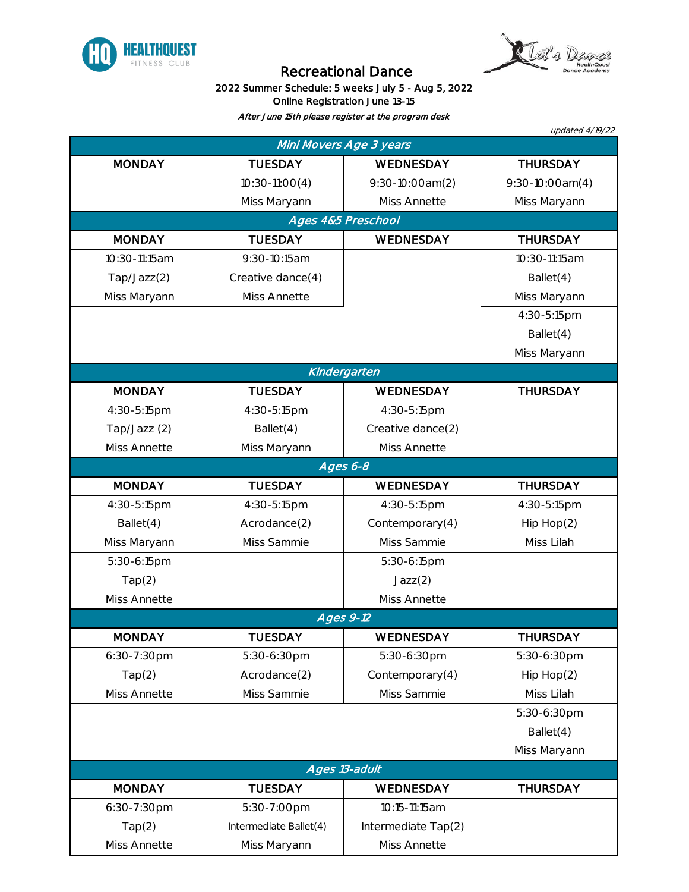# Recreational Dance

**2022 Summer Schedule: 5 weeks July 5 - Aug 5, 2022**

**Online Registration June 13-15**

*After June 15th please register at the program desk*

*updated 4/19/22*

| *Mini Movers Age 3 years* | | | |
|---|---|---|---|
| **MONDAY** | **TUESDAY** | **WEDNESDAY** | **THURSDAY** |
| | 10:30-11:00(4)<br>Miss Maryann | 9:30-10:00am(2)<br>Miss Annette | 9:30-10:00am(4)<br>Miss Maryann |
| ***Ages 4&5 Preschool*** | | | |
| **MONDAY** | **TUESDAY** | **WEDNESDAY** | **THURSDAY** |
| 10:30-11:15am<br>Tap/Jazz(2)<br>Miss Maryann | 9:30-10:15am<br>Creative dance(4)<br>Miss Annette | | 10:30-11:15am<br>Ballet(4)<br>Miss Maryann |
| | | | 4:30-5:15pm<br>Ballet(4)<br>Miss Maryann |
| ***Kindergarten*** | | | |
| **MONDAY** | **TUESDAY** | **WEDNESDAY** | **THURSDAY** |
| 4:30-5:15pm<br>Tap/Jazz (2)<br>Miss Annette | 4:30-5:15pm<br>Ballet(4)<br>Miss Maryann | 4:30-5:15pm<br>Creative dance(2)<br>Miss Annette | |
| ***Ages 6-8*** | | | |
| **MONDAY** | **TUESDAY** | **WEDNESDAY** | **THURSDAY** |
| 4:30-5:15pm<br>Ballet(4)<br>Miss Maryann | 4:30-5:15pm<br>Acrodance(2)<br>Miss Sammie | 4:30-5:15pm<br>Contemporary(4)<br>Miss Sammie | 4:30-5:15pm<br>Hip Hop(2)<br>Miss Lilah |
| 5:30-6:15pm<br>Tap(2)<br>Miss Annette | | 5:30-6:15pm<br>Jazz(2)<br>Miss Annette | |
| ***Ages 9-12*** | | | |
| **MONDAY** | **TUESDAY** | **WEDNESDAY** | **THURSDAY** |
| 6:30-7:30pm<br>Tap(2)<br>Miss Annette | 5:30-6:30pm<br>Acrodance(2)<br>Miss Sammie | 5:30-6:30pm<br>Contemporary(4)<br>Miss Sammie | 5:30-6:30pm<br>Hip Hop(2)<br>Miss Lilah |
| | | | 5:30-6:30pm<br>Ballet(4)<br>Miss Maryann |
| ***Ages 13-adult*** | | | |
| **MONDAY** | **TUESDAY** | **WEDNESDAY** | **THURSDAY** |
| 6:30-7:30pm<br>Tap(2)<br>Miss Annette | 5:30-7:00pm<br>Intermediate Ballet(4)<br>Miss Maryann | 10:15-11:15am<br>Intermediate Tap(2)<br>Miss Annette | |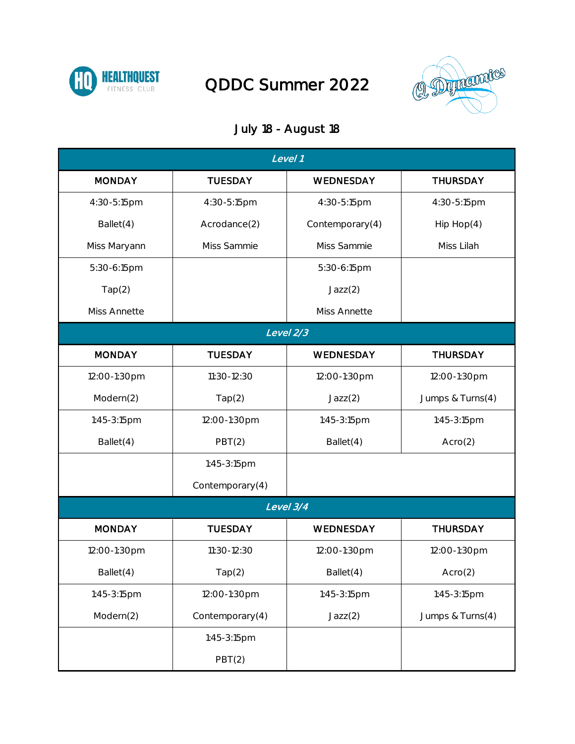# QDDC Summer 2022

HEALTHQUEST FITNESS CLUB

Q Dynamics

## July 18 - August 18

| *Level 1* | | | |
|---|---|---|---|
| **MONDAY** | **TUESDAY** | **WEDNESDAY** | **THURSDAY** |
| 4:30-5:15pm<br>Ballet(4)<br>Miss Maryann | 4:30-5:15pm<br>Acrodance(2)<br>Miss Sammie | 4:30-5:15pm<br>Contemporary(4)<br>Miss Sammie | 4:30-5:15pm<br>Hip Hop(4)<br>Miss Lilah |
| 5:30-6:15pm<br>Tap(2)<br>Miss Annette | | 5:30-6:15pm<br>Jazz(2)<br>Miss Annette | |
| *Level 2/3* | | | |
| **MONDAY** | **TUESDAY** | **WEDNESDAY** | **THURSDAY** |
| 12:00-1:30pm<br>Modern(2) | 11:30-12:30<br>Tap(2) | 12:00-1:30pm<br>Jazz(2) | 12:00-1:30pm<br>Jumps & Turns(4) |
| 1:45-3:15pm<br>Ballet(4) | 12:00-1:30pm<br>PBT(2) | 1:45-3:15pm<br>Ballet(4) | 1:45-3:15pm<br>Acro(2) |
| | 1:45-3:15pm<br>Contemporary(4) | | |
| *Level 3/4* | | | |
| **MONDAY** | **TUESDAY** | **WEDNESDAY** | **THURSDAY** |
| 12:00-1:30pm<br>Ballet(4) | 11:30-12:30<br>Tap(2) | 12:00-1:30pm<br>Ballet(4) | 12:00-1:30pm<br>Acro(2) |
| 1:45-3:15pm<br>Modern(2) | 12:00-1:30pm<br>Contemporary(4) | 1:45-3:15pm<br>Jazz(2) | 1:45-3:15pm<br>Jumps & Turns(4) |
| | 1:45-3:15pm<br>PBT(2) | | |